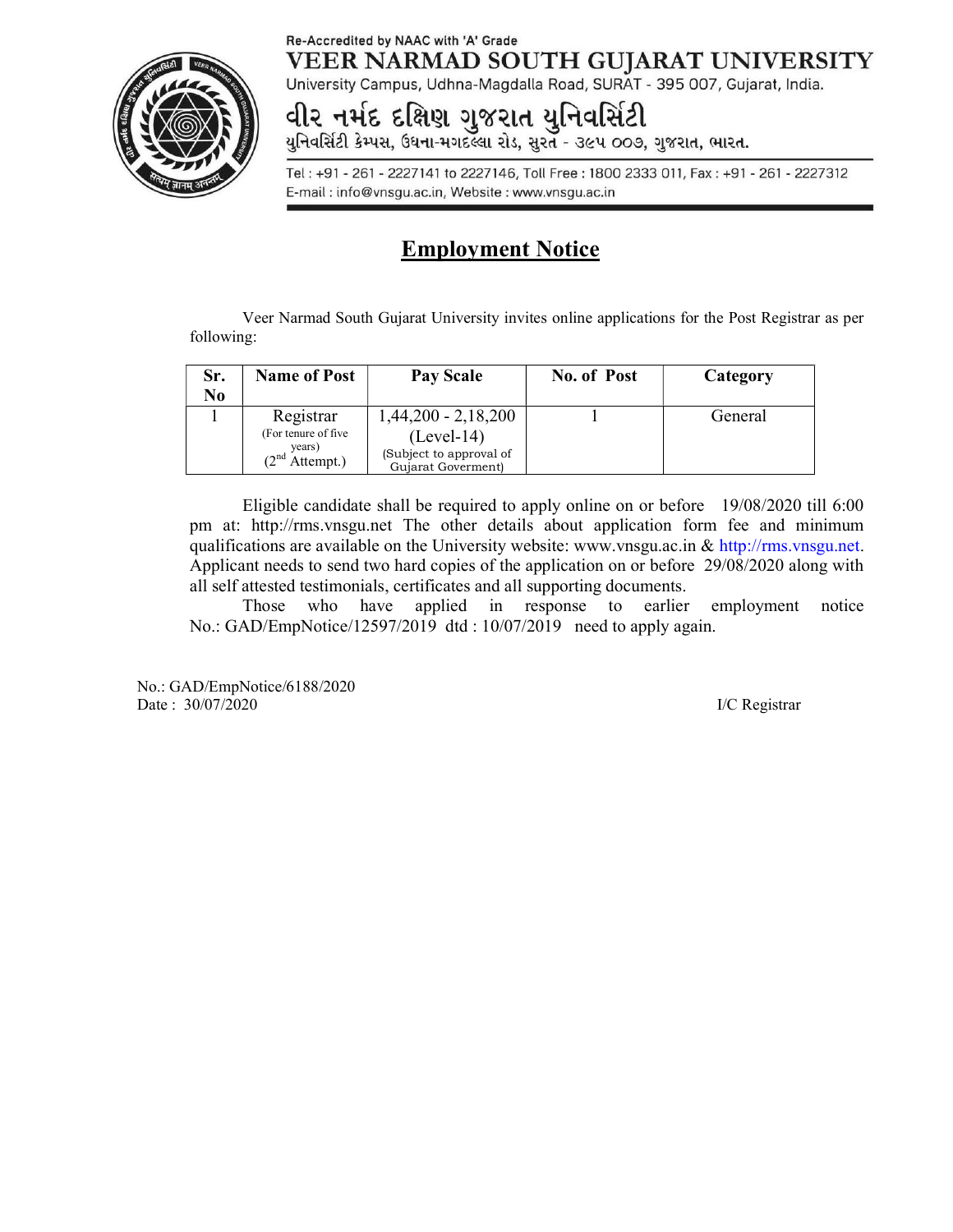Re-Accredited by NAAC with 'A' Grade

# VEER NARMAD SOUTH GUJARAT UNIVERSITY

University Campus, Udhna-Magdalla Road, SURAT - 395 007, Gujarat, India.

## વીર નર્મદ દક્ષિણ ગુજરાત યુનિવર્સિટી

યુનિવર્સિટી કેમ્પસ, ઉધના-મગદલ્લા રોડ, સુરત - ૩૯૫ ૦૦૭, ગુજરાત, ભારત.

Tel : +91 - 261 - 2227141 to 2227146, Toll Free : 1800 2333 011, Fax : +91 - 261 - 2227312
E-mail : info@vnsgu.ac.in, Website : www.vnsgu.ac.in

## Employment Notice

Veer Narmad South Gujarat University invites online applications for the Post Registrar as per following:

| Sr. No | Name of Post | Pay Scale | No. of Post | Category |
|---|---|---|---|---|
| 1 | Registrar (For tenure of five years) (2nd Attempt.) | 1,44,200 - 2,18,200 (Level-14) (Subject to approval of Gujarat Goverment) | 1 | General |

Eligible candidate shall be required to apply online on or before 19/08/2020 till 6:00 pm at: http://rms.vnsgu.net The other details about application form fee and minimum qualifications are available on the University website: www.vnsgu.ac.in & http://rms.vnsgu.net. Applicant needs to send two hard copies of the application on or before 29/08/2020 along with all self attested testimonials, certificates and all supporting documents.

Those who have applied in response to earlier employment notice No.: GAD/EmpNotice/12597/2019 dtd : 10/07/2019 need to apply again.

No.: GAD/EmpNotice/6188/2020
Date : 30/07/2020

I/C Registrar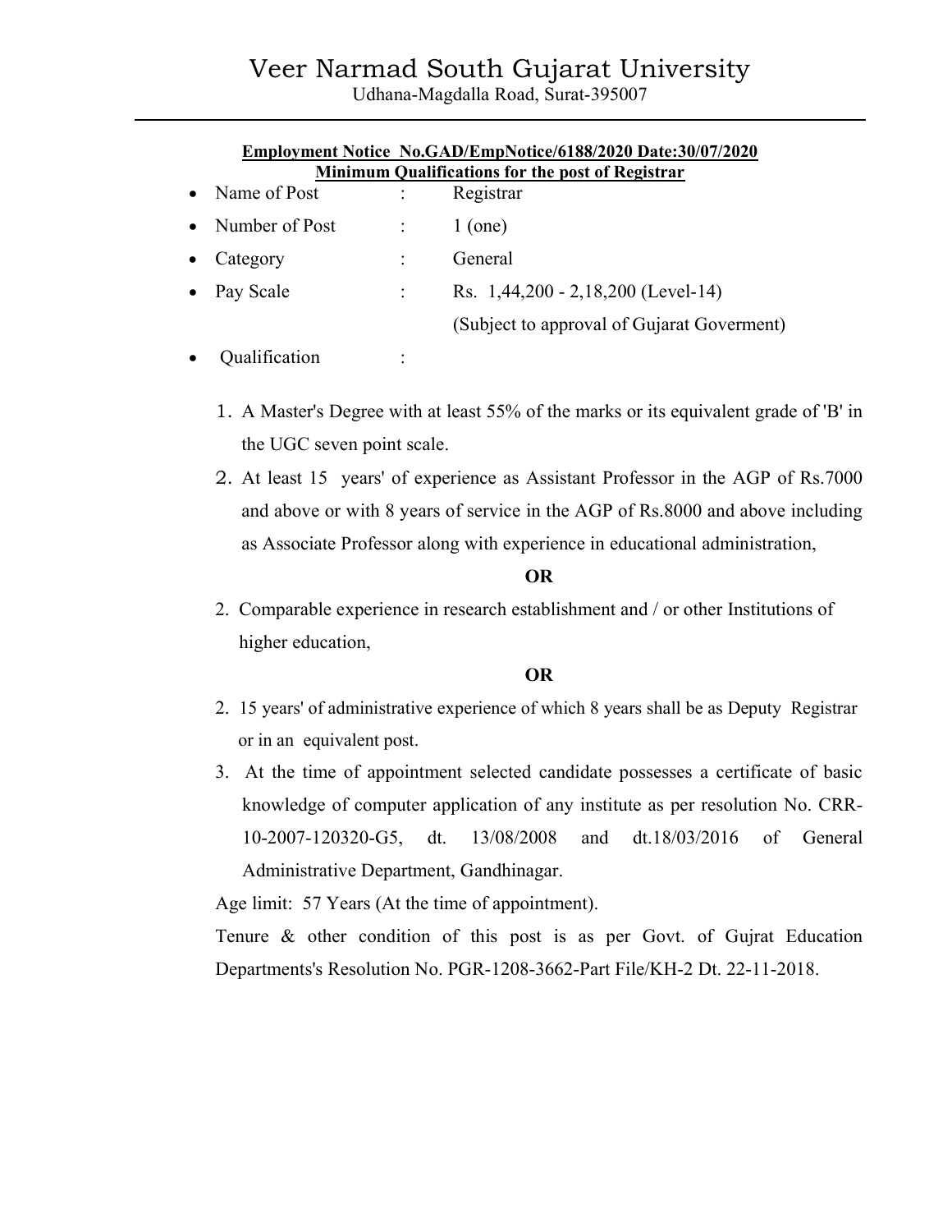# Veer Narmad South Gujarat University

Udhana-Magdalla Road, Surat-395007

---

**Employment Notice No.GAD/EmpNotice/6188/2020 Date:30/07/2020**

**Minimum Qualifications for the post of Registrar**

- Name of Post : Registrar
- Number of Post : 1 (one)
- Category : General
- Pay Scale : Rs. 1,44,200 - 2,18,200 (Level-14)
  (Subject to approval of Gujarat Goverment)
- Qualification :

1. A Master's Degree with at least 55% of the marks or its equivalent grade of 'B' in the UGC seven point scale.
2. At least 15 years' of experience as Assistant Professor in the AGP of Rs.7000 and above or with 8 years of service in the AGP of Rs.8000 and above including as Associate Professor along with experience in educational administration,

**OR**

2. Comparable experience in research establishment and / or other Institutions of higher education,

**OR**

2. 15 years' of administrative experience of which 8 years shall be as Deputy Registrar or in an equivalent post.
3. At the time of appointment selected candidate possesses a certificate of basic knowledge of computer application of any institute as per resolution No. CRR-10-2007-120320-G5, dt. 13/08/2008 and dt.18/03/2016 of General Administrative Department, Gandhinagar.

Age limit: 57 Years (At the time of appointment).

Tenure & other condition of this post is as per Govt. of Gujrat Education Departments's Resolution No. PGR-1208-3662-Part File/KH-2 Dt. 22-11-2018.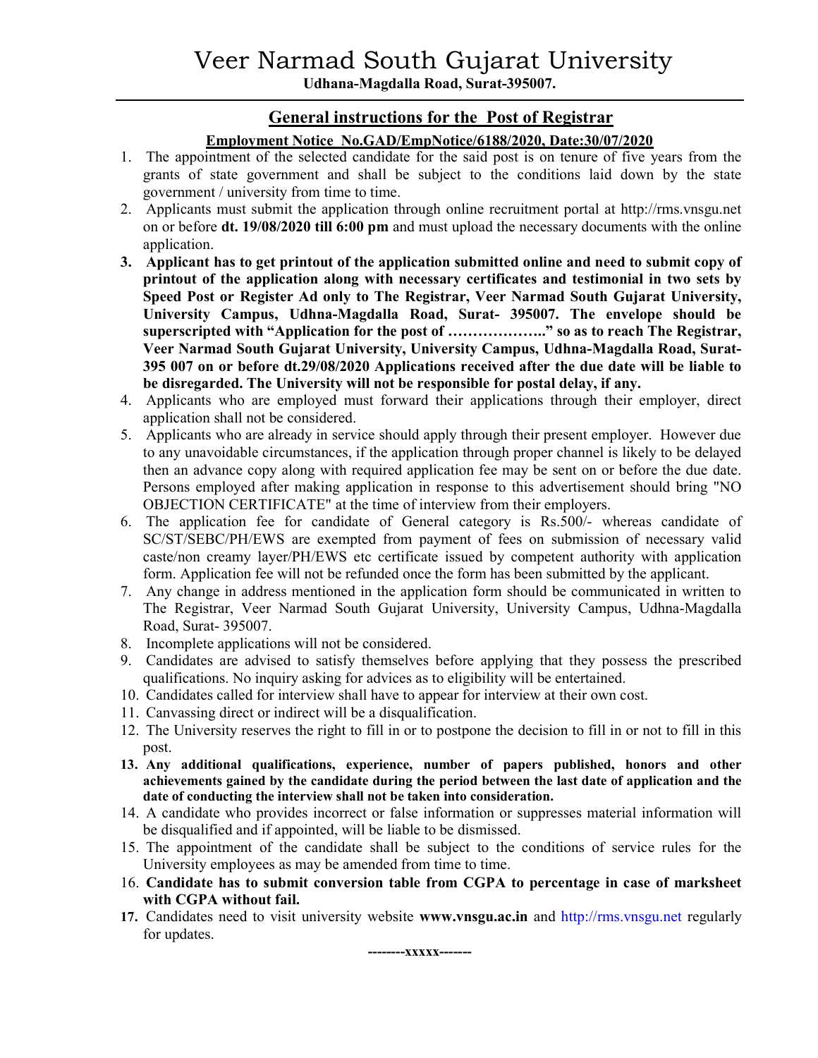# Veer Narmad South Gujarat University

**Udhana-Magdalla Road, Surat-395007.**

## General instructions for the Post of Registrar

### Employment Notice No.GAD/EmpNotice/6188/2020, Date:30/07/2020

1. The appointment of the selected candidate for the said post is on tenure of five years from the grants of state government and shall be subject to the conditions laid down by the state government / university from time to time.
2. Applicants must submit the application through online recruitment portal at http://rms.vnsgu.net on or before **dt. 19/08/2020 till 6:00 pm** and must upload the necessary documents with the online application.
3. **Applicant has to get printout of the application submitted online and need to submit copy of printout of the application along with necessary certificates and testimonial in two sets by Speed Post or Register Ad only to The Registrar, Veer Narmad South Gujarat University, University Campus, Udhna-Magdalla Road, Surat- 395007. The envelope should be superscripted with "Application for the post of ………………." so as to reach The Registrar, Veer Narmad South Gujarat University, University Campus, Udhna-Magdalla Road, Surat- 395 007 on or before dt.29/08/2020 Applications received after the due date will be liable to be disregarded. The University will not be responsible for postal delay, if any.**
4. Applicants who are employed must forward their applications through their employer, direct application shall not be considered.
5. Applicants who are already in service should apply through their present employer. However due to any unavoidable circumstances, if the application through proper channel is likely to be delayed then an advance copy along with required application fee may be sent on or before the due date. Persons employed after making application in response to this advertisement should bring "NO OBJECTION CERTIFICATE" at the time of interview from their employers.
6. The application fee for candidate of General category is Rs.500/- whereas candidate of SC/ST/SEBC/PH/EWS are exempted from payment of fees on submission of necessary valid caste/non creamy layer/PH/EWS etc certificate issued by competent authority with application form. Application fee will not be refunded once the form has been submitted by the applicant.
7. Any change in address mentioned in the application form should be communicated in written to The Registrar, Veer Narmad South Gujarat University, University Campus, Udhna-Magdalla Road, Surat- 395007.
8. Incomplete applications will not be considered.
9. Candidates are advised to satisfy themselves before applying that they possess the prescribed qualifications. No inquiry asking for advices as to eligibility will be entertained.
10. Candidates called for interview shall have to appear for interview at their own cost.
11. Canvassing direct or indirect will be a disqualification.
12. The University reserves the right to fill in or to postpone the decision to fill in or not to fill in this post.
13. **Any additional qualifications, experience, number of papers published, honors and other achievements gained by the candidate during the period between the last date of application and the date of conducting the interview shall not be taken into consideration.**
14. A candidate who provides incorrect or false information or suppresses material information will be disqualified and if appointed, will be liable to be dismissed.
15. The appointment of the candidate shall be subject to the conditions of service rules for the University employees as may be amended from time to time.
16. **Candidate has to submit conversion table from CGPA to percentage in case of marksheet with CGPA without fail.**
17. Candidates need to visit university website **www.vnsgu.ac.in** and http://rms.vnsgu.net regularly for updates.

--------xxxxx-------